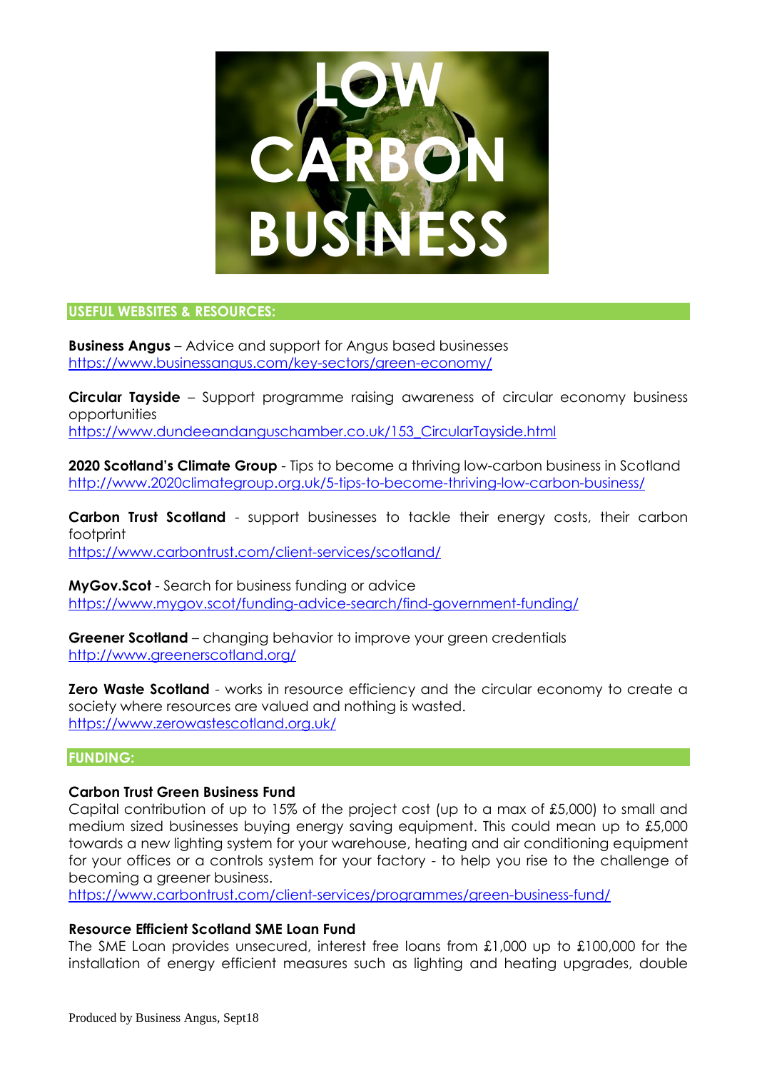# LOW CARBON BUSINESS

## USEFUL WEBSITES & RESOURCES:

**Business Angus** – Advice and support for Angus based businesses
https://www.businessangus.com/key-sectors/green-economy/

**Circular Tayside** – Support programme raising awareness of circular economy business opportunities
https://www.dundeeandanguschamber.co.uk/153_CircularTayside.html

**2020 Scotland's Climate Group** - Tips to become a thriving low-carbon business in Scotland
http://www.2020climategroup.org.uk/5-tips-to-become-thriving-low-carbon-business/

**Carbon Trust Scotland** - support businesses to tackle their energy costs, their carbon footprint
https://www.carbontrust.com/client-services/scotland/

**MyGov.Scot** - Search for business funding or advice
https://www.mygov.scot/funding-advice-search/find-government-funding/

**Greener Scotland** – changing behavior to improve your green credentials
http://www.greenerscotland.org/

**Zero Waste Scotland** - works in resource efficiency and the circular economy to create a society where resources are valued and nothing is wasted.
https://www.zerowastescotland.org.uk/

## FUNDING:

### Carbon Trust Green Business Fund

Capital contribution of up to 15% of the project cost (up to a max of £5,000) to small and medium sized businesses buying energy saving equipment. This could mean up to £5,000 towards a new lighting system for your warehouse, heating and air conditioning equipment for your offices or a controls system for your factory - to help you rise to the challenge of becoming a greener business.
https://www.carbontrust.com/client-services/programmes/green-business-fund/

### Resource Efficient Scotland SME Loan Fund

The SME Loan provides unsecured, interest free loans from £1,000 up to £100,000 for the installation of energy efficient measures such as lighting and heating upgrades, double

Produced by Business Angus, Sept18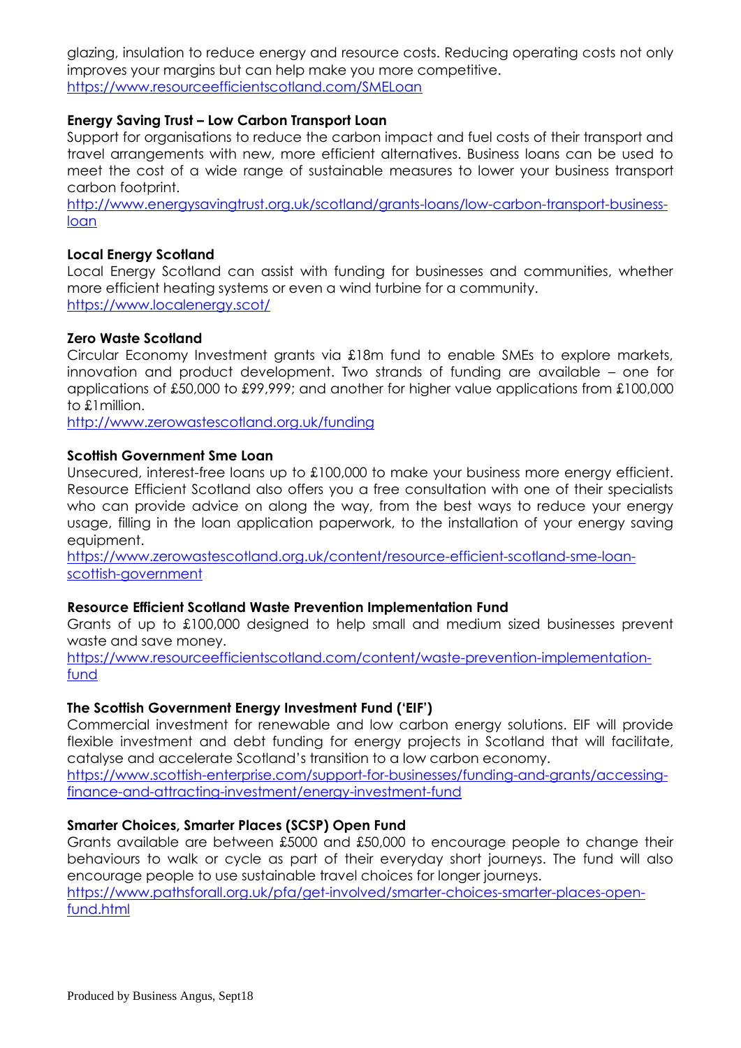glazing, insulation to reduce energy and resource costs. Reducing operating costs not only improves your margins but can help make you more competitive.
https://www.resourceefficientscotland.com/SMELoan

**Energy Saving Trust – Low Carbon Transport Loan**

Support for organisations to reduce the carbon impact and fuel costs of their transport and travel arrangements with new, more efficient alternatives. Business loans can be used to meet the cost of a wide range of sustainable measures to lower your business transport carbon footprint.
http://www.energysavingtrust.org.uk/scotland/grants-loans/low-carbon-transport-business-loan

**Local Energy Scotland**

Local Energy Scotland can assist with funding for businesses and communities, whether more efficient heating systems or even a wind turbine for a community.
https://www.localenergy.scot/

**Zero Waste Scotland**

Circular Economy Investment grants via £18m fund to enable SMEs to explore markets, innovation and product development. Two strands of funding are available – one for applications of £50,000 to £99,999; and another for higher value applications from £100,000 to £1million.
http://www.zerowastescotland.org.uk/funding

**Scottish Government Sme Loan**

Unsecured, interest-free loans up to £100,000 to make your business more energy efficient. Resource Efficient Scotland also offers you a free consultation with one of their specialists who can provide advice on along the way, from the best ways to reduce your energy usage, filling in the loan application paperwork, to the installation of your energy saving equipment.
https://www.zerowastescotland.org.uk/content/resource-efficient-scotland-sme-loan-scottish-government

**Resource Efficient Scotland Waste Prevention Implementation Fund**

Grants of up to £100,000 designed to help small and medium sized businesses prevent waste and save money.
https://www.resourceefficientscotland.com/content/waste-prevention-implementation-fund

**The Scottish Government Energy Investment Fund ('EIF')**

Commercial investment for renewable and low carbon energy solutions. EIF will provide flexible investment and debt funding for energy projects in Scotland that will facilitate, catalyse and accelerate Scotland's transition to a low carbon economy.
https://www.scottish-enterprise.com/support-for-businesses/funding-and-grants/accessing-finance-and-attracting-investment/energy-investment-fund

**Smarter Choices, Smarter Places (SCSP) Open Fund**

Grants available are between £5000 and £50,000 to encourage people to change their behaviours to walk or cycle as part of their everyday short journeys. The fund will also encourage people to use sustainable travel choices for longer journeys.
https://www.pathsforall.org.uk/pfa/get-involved/smarter-choices-smarter-places-open-fund.html

Produced by Business Angus, Sept18